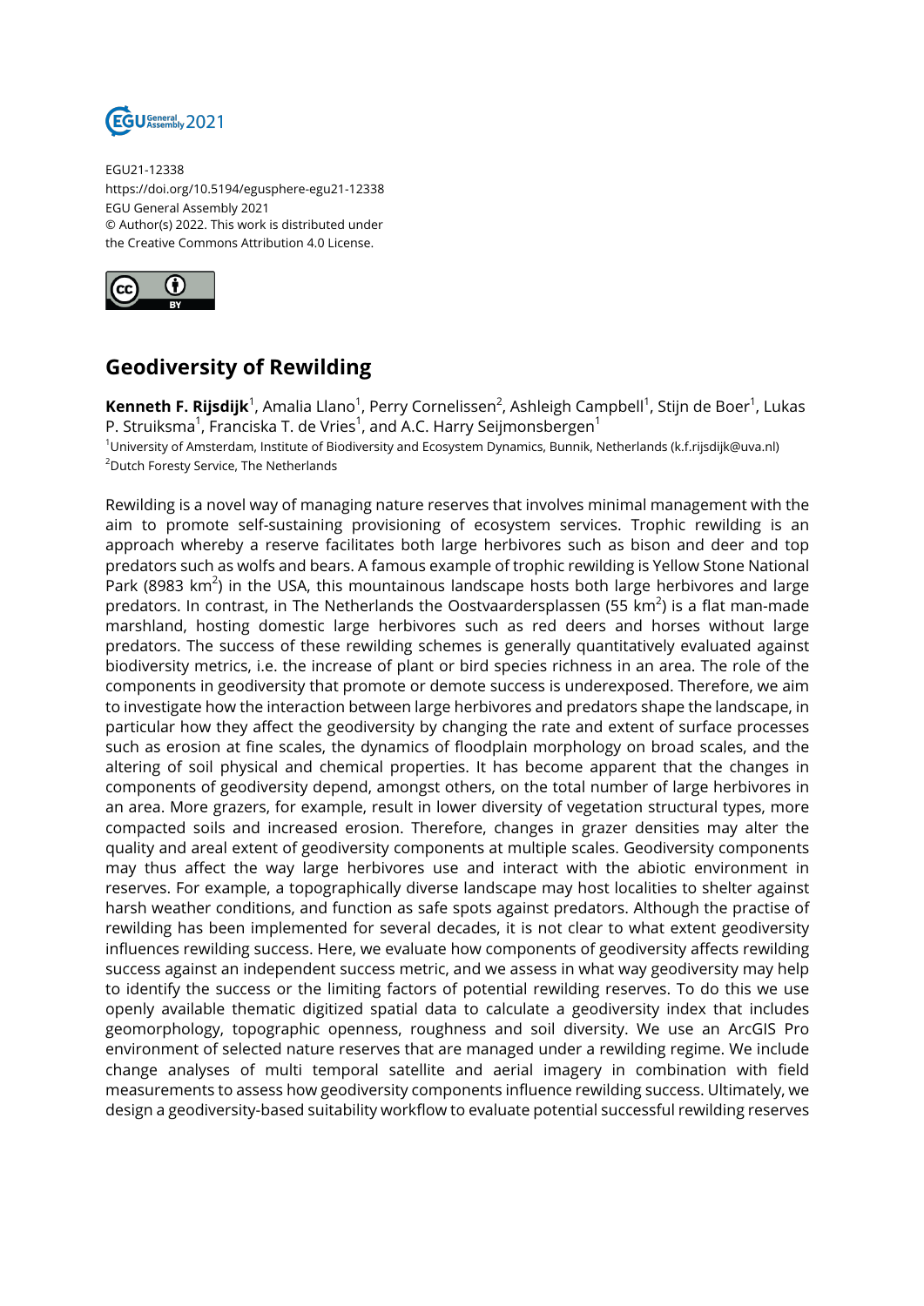EGU21-12338
https://doi.org/10.5194/egusphere-egu21-12338
EGU General Assembly 2021
© Author(s) 2022. This work is distributed under
the Creative Commons Attribution 4.0 License.

# Geodiversity of Rewilding

**Kenneth F. Rijsdijk**[1], Amalia Llano[1], Perry Cornelissen[2], Ashleigh Campbell[1], Stijn de Boer[1], Lukas P. Struiksma[1], Franciska T. de Vries[1], and A.C. Harry Seijmonsbergen[1]

[1]University of Amsterdam, Institute of Biodiversity and Ecosystem Dynamics, Bunnik, Netherlands (k.f.rijsdijk@uva.nl)
[2]Dutch Foresty Service, The Netherlands

Rewilding is a novel way of managing nature reserves that involves minimal management with the aim to promote self-sustaining provisioning of ecosystem services. Trophic rewilding is an approach whereby a reserve facilitates both large herbivores such as bison and deer and top predators such as wolfs and bears. A famous example of trophic rewilding is Yellow Stone National Park (8983 km$^2$) in the USA, this mountainous landscape hosts both large herbivores and large predators. In contrast, in The Netherlands the Oostvaardersplassen (55 km$^2$) is a flat man-made marshland, hosting domestic large herbivores such as red deers and horses without large predators. The success of these rewilding schemes is generally quantitatively evaluated against biodiversity metrics, i.e. the increase of plant or bird species richness in an area. The role of the components in geodiversity that promote or demote success is underexposed. Therefore, we aim to investigate how the interaction between large herbivores and predators shape the landscape, in particular how they affect the geodiversity by changing the rate and extent of surface processes such as erosion at fine scales, the dynamics of floodplain morphology on broad scales, and the altering of soil physical and chemical properties. It has become apparent that the changes in components of geodiversity depend, amongst others, on the total number of large herbivores in an area. More grazers, for example, result in lower diversity of vegetation structural types, more compacted soils and increased erosion. Therefore, changes in grazer densities may alter the quality and areal extent of geodiversity components at multiple scales. Geodiversity components may thus affect the way large herbivores use and interact with the abiotic environment in reserves. For example, a topographically diverse landscape may host localities to shelter against harsh weather conditions, and function as safe spots against predators. Although the practise of rewilding has been implemented for several decades, it is not clear to what extent geodiversity influences rewilding success. Here, we evaluate how components of geodiversity affects rewilding success against an independent success metric, and we assess in what way geodiversity may help to identify the success or the limiting factors of potential rewilding reserves. To do this we use openly available thematic digitized spatial data to calculate a geodiversity index that includes geomorphology, topographic openness, roughness and soil diversity. We use an ArcGIS Pro environment of selected nature reserves that are managed under a rewilding regime. We include change analyses of multi temporal satellite and aerial imagery in combination with field measurements to assess how geodiversity components influence rewilding success. Ultimately, we design a geodiversity-based suitability workflow to evaluate potential successful rewilding reserves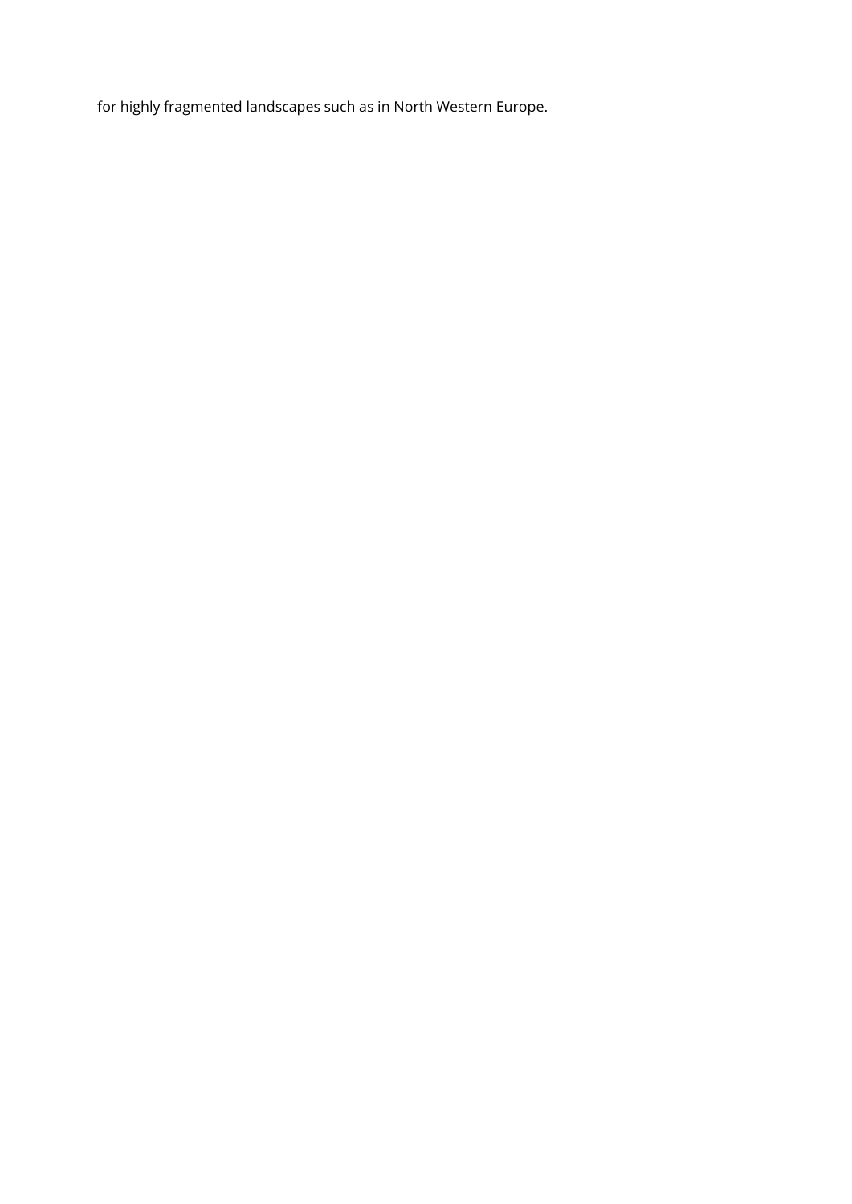for highly fragmented landscapes such as in North Western Europe.